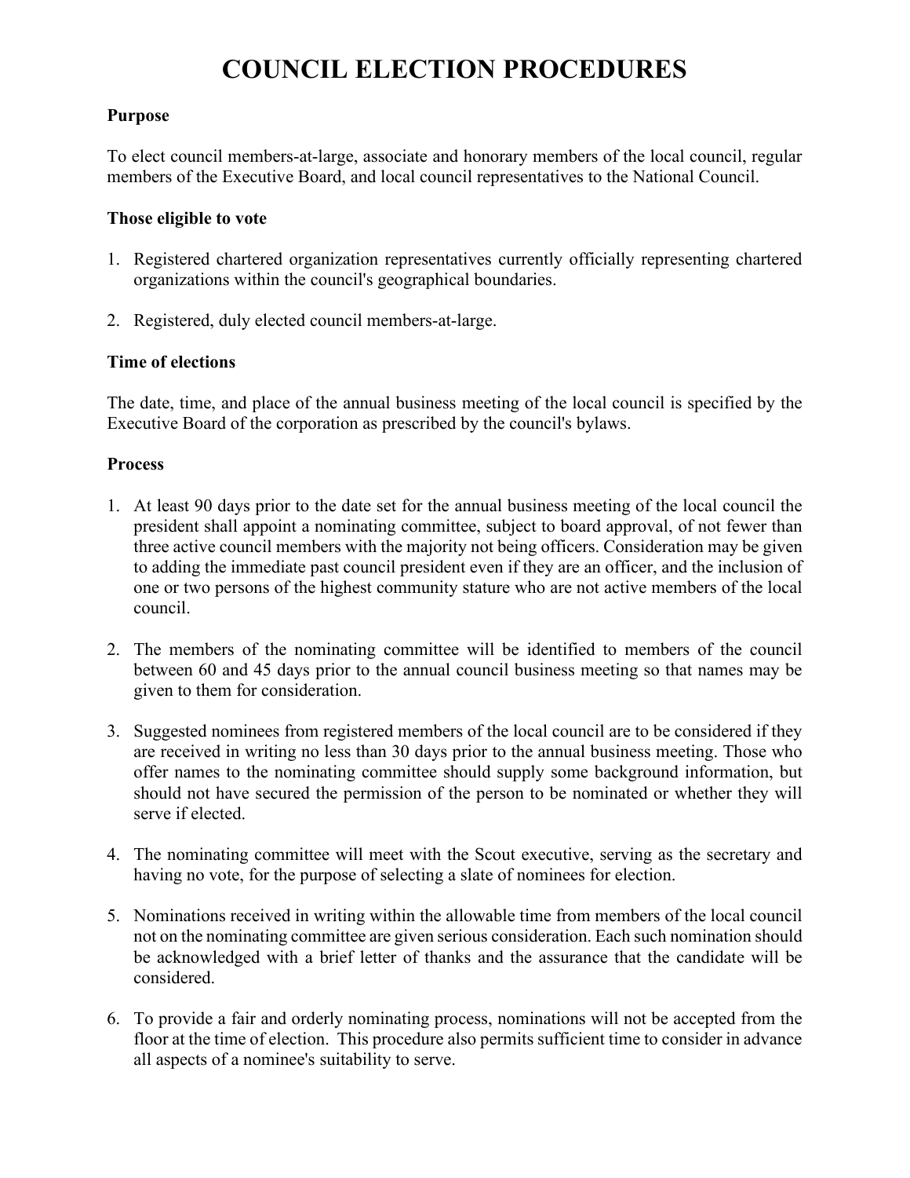# COUNCIL ELECTION PROCEDURES

**Purpose**

To elect council members-at-large, associate and honorary members of the local council, regular members of the Executive Board, and local council representatives to the National Council.

**Those eligible to vote**

1. Registered chartered organization representatives currently officially representing chartered organizations within the council's geographical boundaries.

2. Registered, duly elected council members-at-large.

**Time of elections**

The date, time, and place of the annual business meeting of the local council is specified by the Executive Board of the corporation as prescribed by the council's bylaws.

**Process**

1. At least 90 days prior to the date set for the annual business meeting of the local council the president shall appoint a nominating committee, subject to board approval, of not fewer than three active council members with the majority not being officers. Consideration may be given to adding the immediate past council president even if they are an officer, and the inclusion of one or two persons of the highest community stature who are not active members of the local council.

2. The members of the nominating committee will be identified to members of the council between 60 and 45 days prior to the annual council business meeting so that names may be given to them for consideration.

3. Suggested nominees from registered members of the local council are to be considered if they are received in writing no less than 30 days prior to the annual business meeting. Those who offer names to the nominating committee should supply some background information, but should not have secured the permission of the person to be nominated or whether they will serve if elected.

4. The nominating committee will meet with the Scout executive, serving as the secretary and having no vote, for the purpose of selecting a slate of nominees for election.

5. Nominations received in writing within the allowable time from members of the local council not on the nominating committee are given serious consideration. Each such nomination should be acknowledged with a brief letter of thanks and the assurance that the candidate will be considered.

6. To provide a fair and orderly nominating process, nominations will not be accepted from the floor at the time of election. This procedure also permits sufficient time to consider in advance all aspects of a nominee's suitability to serve.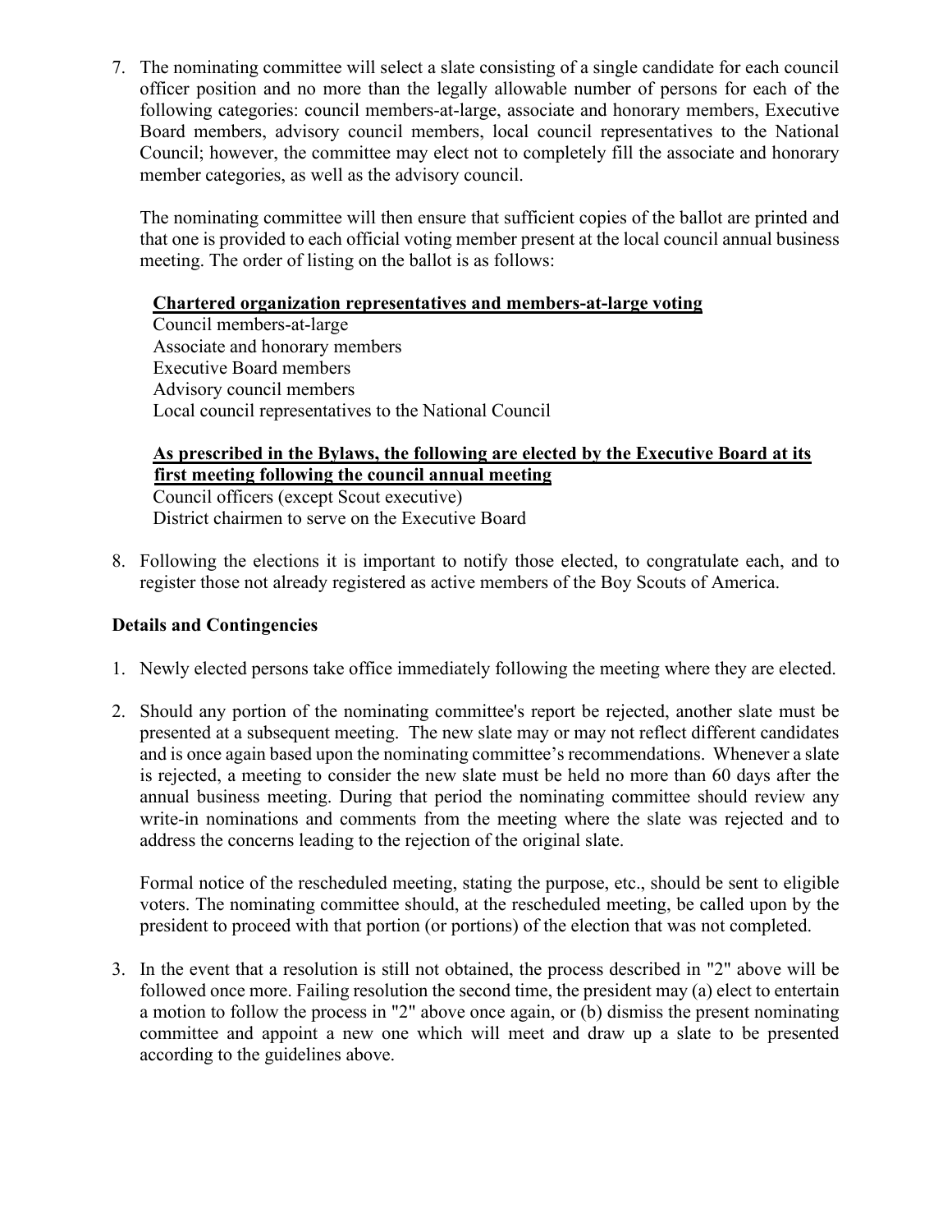7. The nominating committee will select a slate consisting of a single candidate for each council officer position and no more than the legally allowable number of persons for each of the following categories: council members-at-large, associate and honorary members, Executive Board members, advisory council members, local council representatives to the National Council; however, the committee may elect not to completely fill the associate and honorary member categories, as well as the advisory council.

   The nominating committee will then ensure that sufficient copies of the ballot are printed and that one is provided to each official voting member present at the local council annual business meeting. The order of listing on the ballot is as follows:

   **Chartered organization representatives and members-at-large voting**
   Council members-at-large
   Associate and honorary members
   Executive Board members
   Advisory council members
   Local council representatives to the National Council

   **As prescribed in the Bylaws, the following are elected by the Executive Board at its first meeting following the council annual meeting**
   Council officers (except Scout executive)
   District chairmen to serve on the Executive Board

8. Following the elections it is important to notify those elected, to congratulate each, and to register those not already registered as active members of the Boy Scouts of America.

**Details and Contingencies**

1. Newly elected persons take office immediately following the meeting where they are elected.

2. Should any portion of the nominating committee's report be rejected, another slate must be presented at a subsequent meeting. The new slate may or may not reflect different candidates and is once again based upon the nominating committee's recommendations. Whenever a slate is rejected, a meeting to consider the new slate must be held no more than 60 days after the annual business meeting. During that period the nominating committee should review any write-in nominations and comments from the meeting where the slate was rejected and to address the concerns leading to the rejection of the original slate.

   Formal notice of the rescheduled meeting, stating the purpose, etc., should be sent to eligible voters. The nominating committee should, at the rescheduled meeting, be called upon by the president to proceed with that portion (or portions) of the election that was not completed.

3. In the event that a resolution is still not obtained, the process described in "2" above will be followed once more. Failing resolution the second time, the president may (a) elect to entertain a motion to follow the process in "2" above once again, or (b) dismiss the present nominating committee and appoint a new one which will meet and draw up a slate to be presented according to the guidelines above.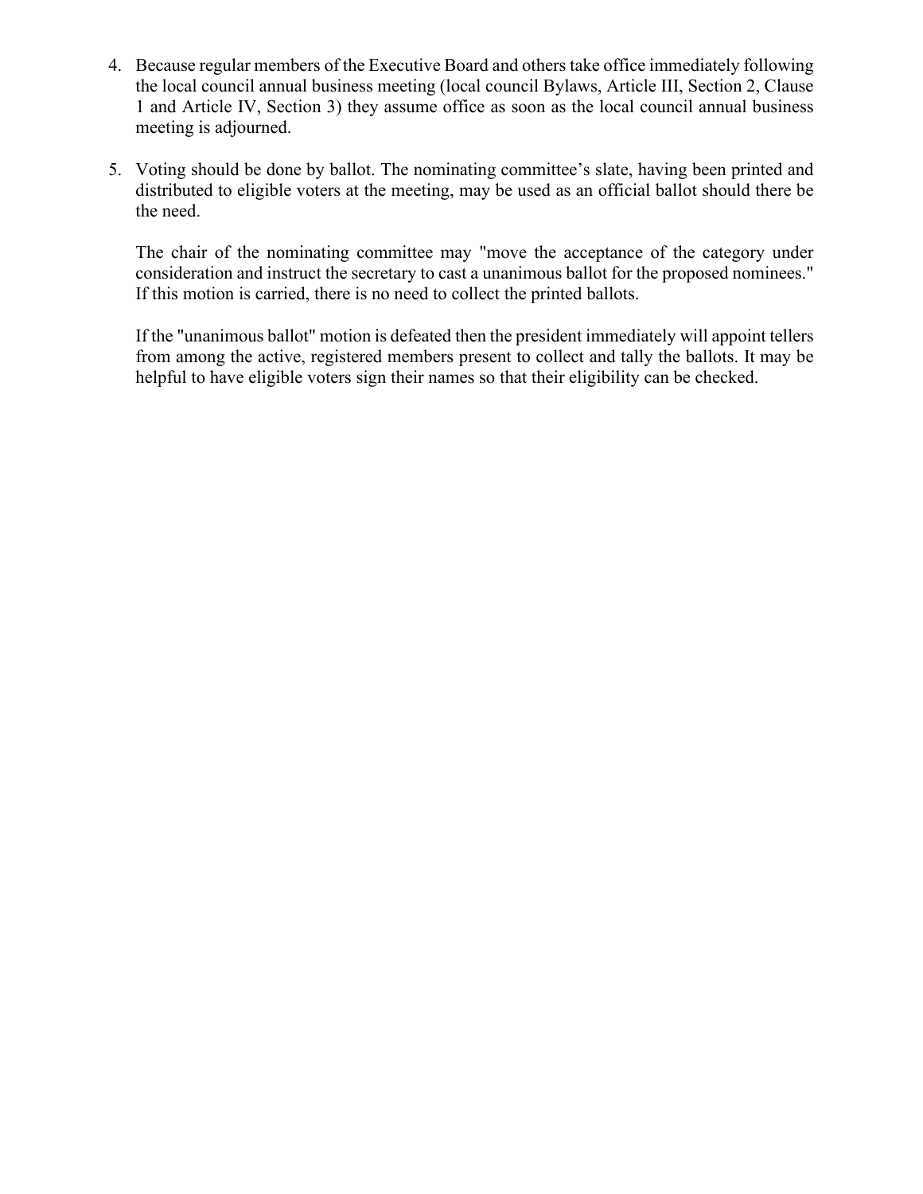4. Because regular members of the Executive Board and others take office immediately following the local council annual business meeting (local council Bylaws, Article III, Section 2, Clause 1 and Article IV, Section 3) they assume office as soon as the local council annual business meeting is adjourned.

5. Voting should be done by ballot. The nominating committee's slate, having been printed and distributed to eligible voters at the meeting, may be used as an official ballot should there be the need.

   The chair of the nominating committee may "move the acceptance of the category under consideration and instruct the secretary to cast a unanimous ballot for the proposed nominees." If this motion is carried, there is no need to collect the printed ballots.

   If the "unanimous ballot" motion is defeated then the president immediately will appoint tellers from among the active, registered members present to collect and tally the ballots. It may be helpful to have eligible voters sign their names so that their eligibility can be checked.